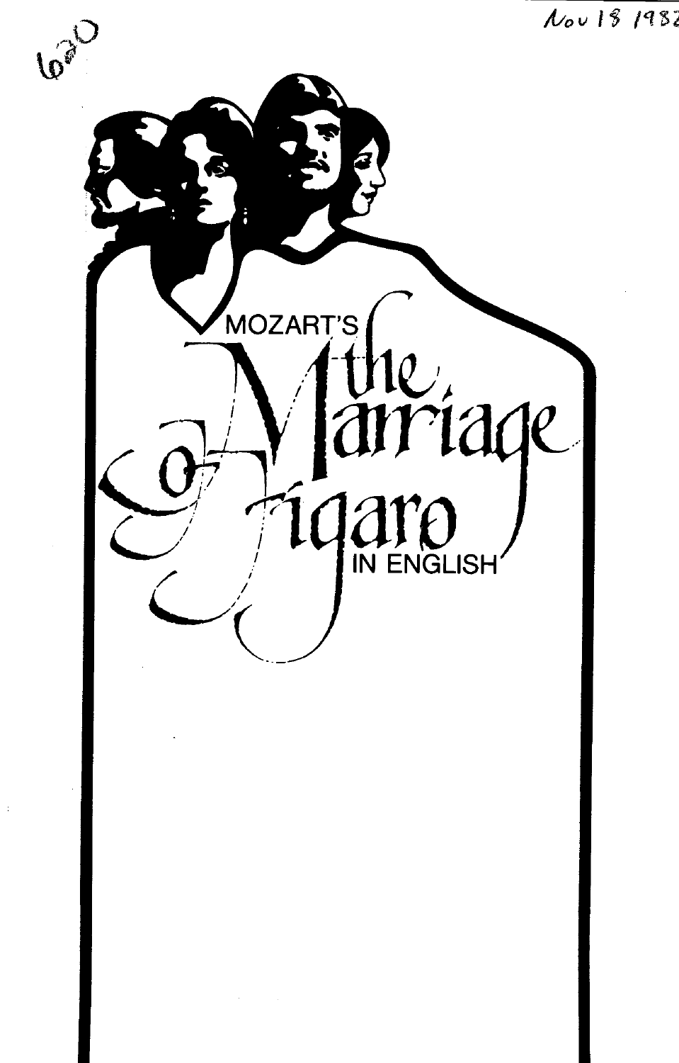Nov 18 1982

620

MOZART'S

# The Marriage of Figaro

IN ENGLISH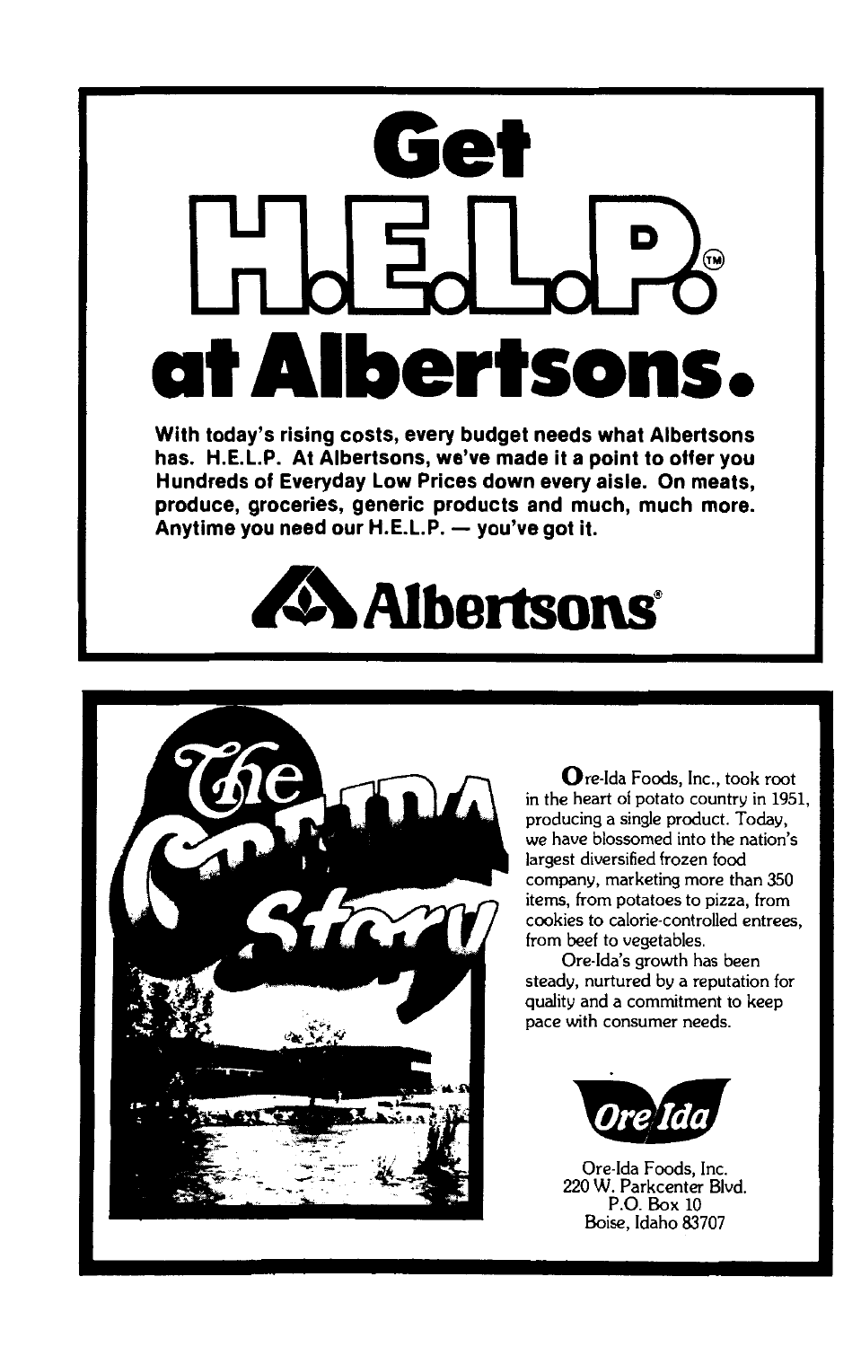# Get H.E.L.P.™ at Albertsons.

**With today's rising costs, every budget needs what Albertsons has. H.E.L.P. At Albertsons, we've made it a point to offer you Hundreds of Everyday Low Prices down every aisle. On meats, produce, groceries, generic products and much, much more. Anytime you need our H.E.L.P. — you've got it.**

**Albertsons®**

---

## The Ore-Ida Story

Ore-Ida Foods, Inc., took root in the heart of potato country in 1951, producing a single product. Today, we have blossomed into the nation's largest diversified frozen food company, marketing more than 350 items, from potatoes to pizza, from cookies to calorie-controlled entrees, from beef to vegetables.

Ore-Ida's growth has been steady, nurtured by a reputation for quality and a commitment to keep pace with consumer needs.

Ore-Ida

Ore-Ida Foods, Inc.  
220 W. Parkcenter Blvd.  
P.O. Box 10  
Boise, Idaho 83707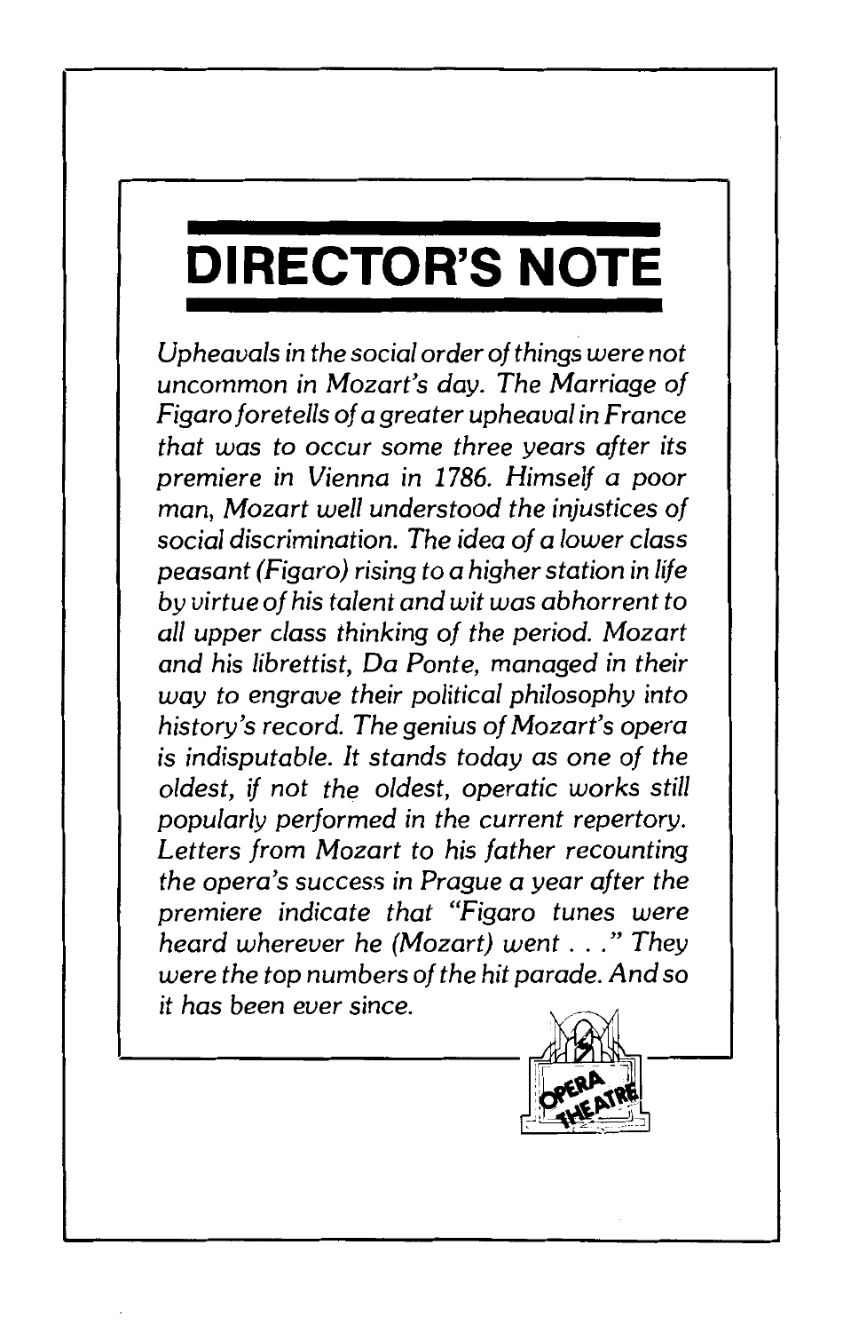# DIRECTOR'S NOTE

*Upheavals in the social order of things were not uncommon in Mozart's day. The Marriage of Figaro foretells of a greater upheaval in France that was to occur some three years after its premiere in Vienna in 1786. Himself a poor man, Mozart well understood the injustices of social discrimination. The idea of a lower class peasant (Figaro) rising to a higher station in life by virtue of his talent and wit was abhorrent to all upper class thinking of the period. Mozart and his librettist, Da Ponte, managed in their way to engrave their political philosophy into history's record. The genius of Mozart's opera is indisputable. It stands today as one of the oldest, if not the oldest, operatic works still popularly performed in the current repertory. Letters from Mozart to his father recounting the opera's success in Prague a year after the premiere indicate that "Figaro tunes were heard wherever he (Mozart) went . . ." They were the top numbers of the hit parade. And so it has been ever since.*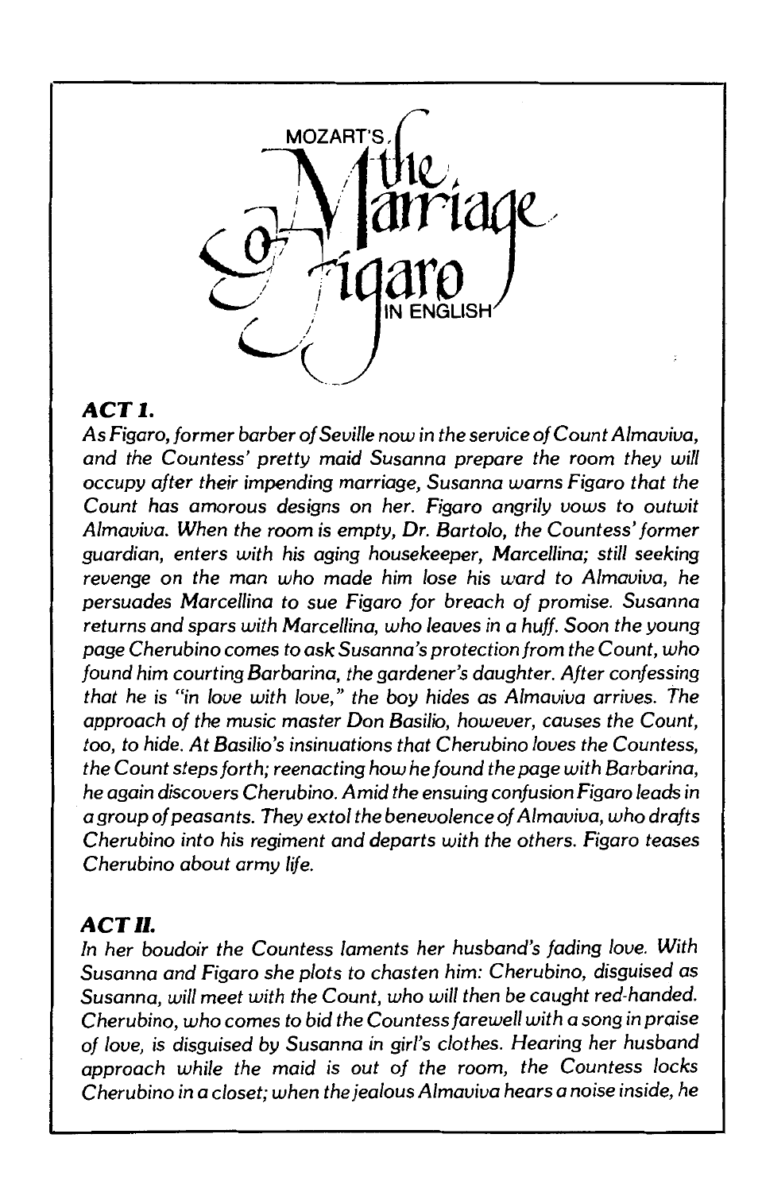# MOZART'S The Marriage of Figaro IN ENGLISH

## ACT I.

*As Figaro, former barber of Seville now in the service of Count Almaviva, and the Countess' pretty maid Susanna prepare the room they will occupy after their impending marriage, Susanna warns Figaro that the Count has amorous designs on her. Figaro angrily vows to outwit Almaviva. When the room is empty, Dr. Bartolo, the Countess' former guardian, enters with his aging housekeeper, Marcellina; still seeking revenge on the man who made him lose his ward to Almaviva, he persuades Marcellina to sue Figaro for breach of promise. Susanna returns and spars with Marcellina, who leaves in a huff. Soon the young page Cherubino comes to ask Susanna's protection from the Count, who found him courting Barbarina, the gardener's daughter. After confessing that he is "in love with love," the boy hides as Almaviva arrives. The approach of the music master Don Basilio, however, causes the Count, too, to hide. At Basilio's insinuations that Cherubino loves the Countess, the Count steps forth; reenacting how he found the page with Barbarina, he again discovers Cherubino. Amid the ensuing confusion Figaro leads in a group of peasants. They extol the benevolence of Almaviva, who drafts Cherubino into his regiment and departs with the others. Figaro teases Cherubino about army life.*

## ACT II.

*In her boudoir the Countess laments her husband's fading love. With Susanna and Figaro she plots to chasten him: Cherubino, disguised as Susanna, will meet with the Count, who will then be caught red-handed. Cherubino, who comes to bid the Countess farewell with a song in praise of love, is disguised by Susanna in girl's clothes. Hearing her husband approach while the maid is out of the room, the Countess locks Cherubino in a closet; when the jealous Almaviva hears a noise inside, he*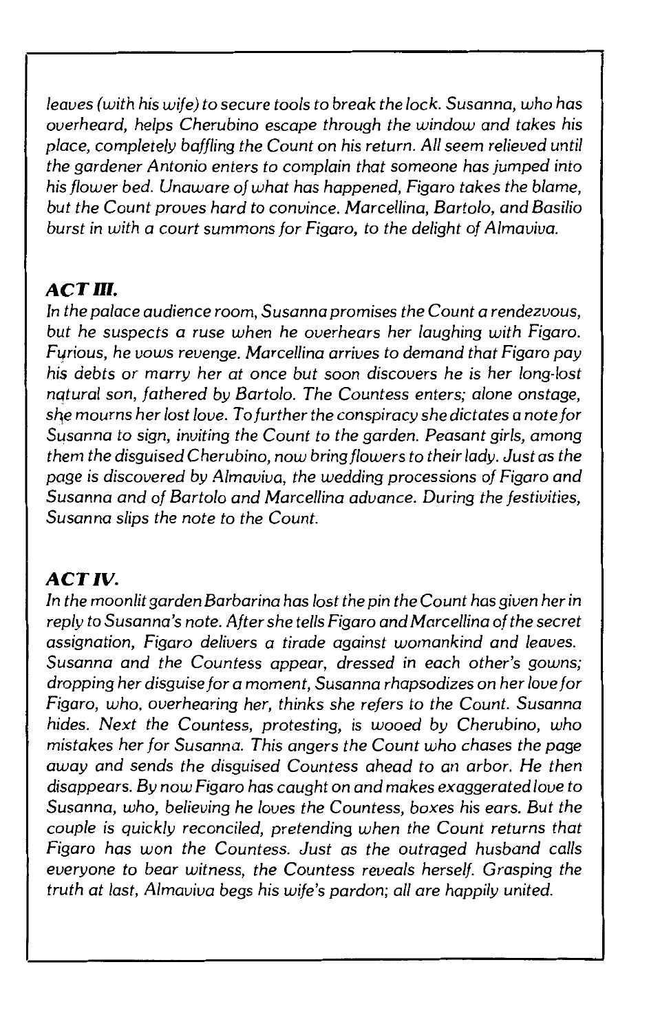*leaves (with his wife) to secure tools to break the lock. Susanna, who has overheard, helps Cherubino escape through the window and takes his place, completely baffling the Count on his return. All seem relieved until the gardener Antonio enters to complain that someone has jumped into his flower bed. Unaware of what has happened, Figaro takes the blame, but the Count proves hard to convince. Marcellina, Bartolo, and Basilio burst in with a court summons for Figaro, to the delight of Almaviva.*

### *ACT III.*

*In the palace audience room, Susanna promises the Count a rendezvous, but he suspects a ruse when he overhears her laughing with Figaro. Furious, he vows revenge. Marcellina arrives to demand that Figaro pay his debts or marry her at once but soon discovers he is her long-lost natural son, fathered by Bartolo. The Countess enters; alone onstage, she mourns her lost love. To further the conspiracy she dictates a note for Susanna to sign, inviting the Count to the garden. Peasant girls, among them the disguised Cherubino, now bring flowers to their lady. Just as the page is discovered by Almaviva, the wedding processions of Figaro and Susanna and of Bartolo and Marcellina advance. During the festivities, Susanna slips the note to the Count.*

### *ACT IV.*

*In the moonlit garden Barbarina has lost the pin the Count has given her in reply to Susanna's note. After she tells Figaro and Marcellina of the secret assignation, Figaro delivers a tirade against womankind and leaves. Susanna and the Countess appear, dressed in each other's gowns; dropping her disguise for a moment, Susanna rhapsodizes on her love for Figaro, who, overhearing her, thinks she refers to the Count. Susanna hides. Next the Countess, protesting, is wooed by Cherubino, who mistakes her for Susanna. This angers the Count who chases the page away and sends the disguised Countess ahead to an arbor. He then disappears. By now Figaro has caught on and makes exaggerated love to Susanna, who, believing he loves the Countess, boxes his ears. But the couple is quickly reconciled, pretending when the Count returns that Figaro has won the Countess. Just as the outraged husband calls everyone to bear witness, the Countess reveals herself. Grasping the truth at last, Almaviva begs his wife's pardon; all are happily united.*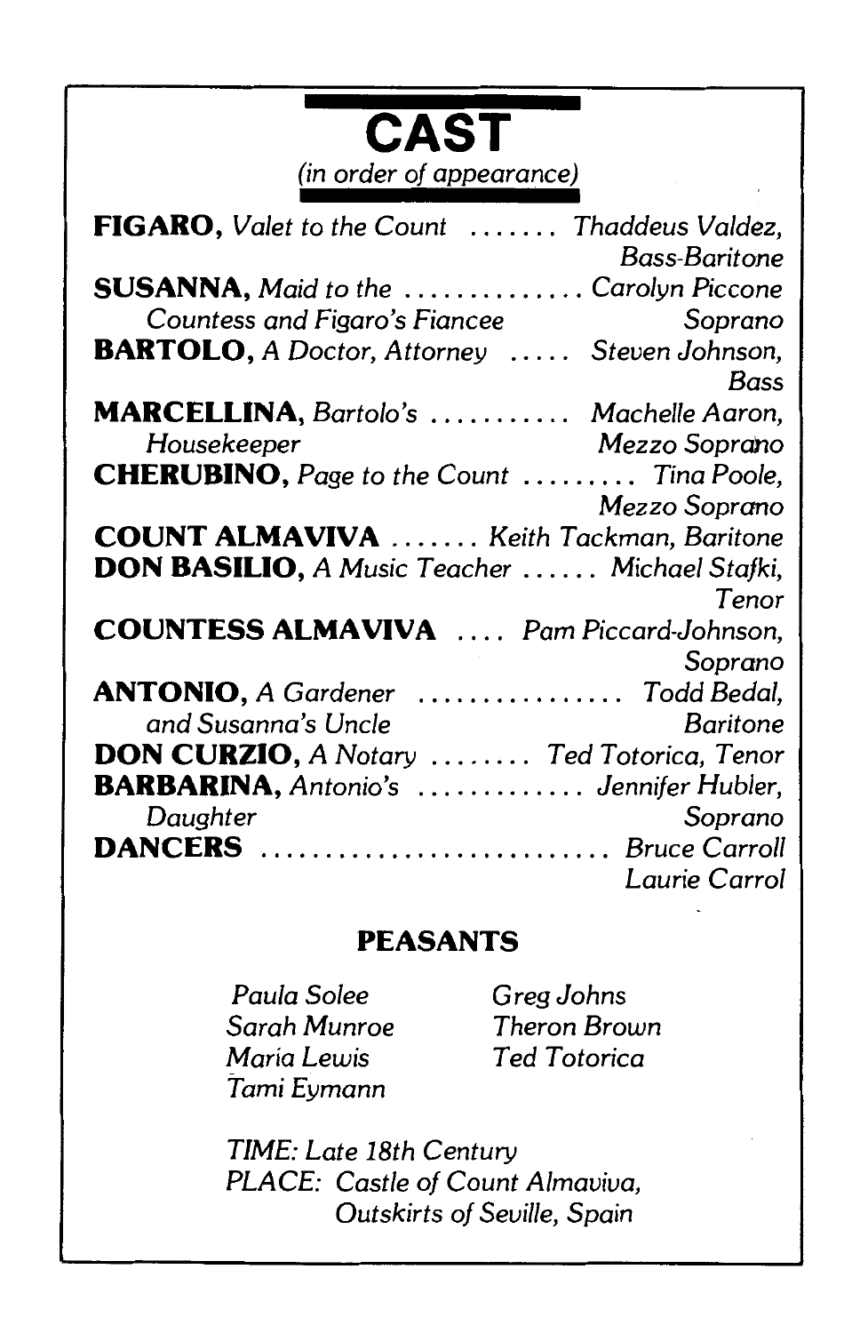# CAST

*(in order of appearance)*

**FIGARO,** *Valet to the Count* ....... *Thaddeus Valdez, Bass-Baritone*

**SUSANNA,** *Maid to the Countess and Figaro's Fiancee* .............. *Carolyn Piccone Soprano*

**BARTOLO,** *A Doctor, Attorney* ..... *Steven Johnson, Bass*

**MARCELLINA,** *Bartolo's Housekeeper* ........... *Machelle Aaron, Mezzo Soprano*

**CHERUBINO,** *Page to the Count* ......... *Tina Poole, Mezzo Soprano*

**COUNT ALMAVIVA** ....... *Keith Tackman, Baritone*

**DON BASILIO,** *A Music Teacher* ...... *Michael Stafki, Tenor*

**COUNTESS ALMAVIVA** .... *Pam Piccard-Johnson, Soprano*

**ANTONIO,** *A Gardener and Susanna's Uncle* ................ *Todd Bedal, Baritone*

**DON CURZIO,** *A Notary* ........ *Ted Totorica, Tenor*

**BARBARINA,** *Antonio's Daughter* ............. *Jennifer Hubler, Soprano*

**DANCERS** .......................... *Bruce Carroll*
*Laurie Carrol*

## PEASANTS

*Paula Solee*
*Sarah Munroe*
*Maria Lewis*
*Tami Eymann*
*Greg Johns*
*Theron Brown*
*Ted Totorica*

*TIME: Late 18th Century*
*PLACE: Castle of Count Almaviva, Outskirts of Seville, Spain*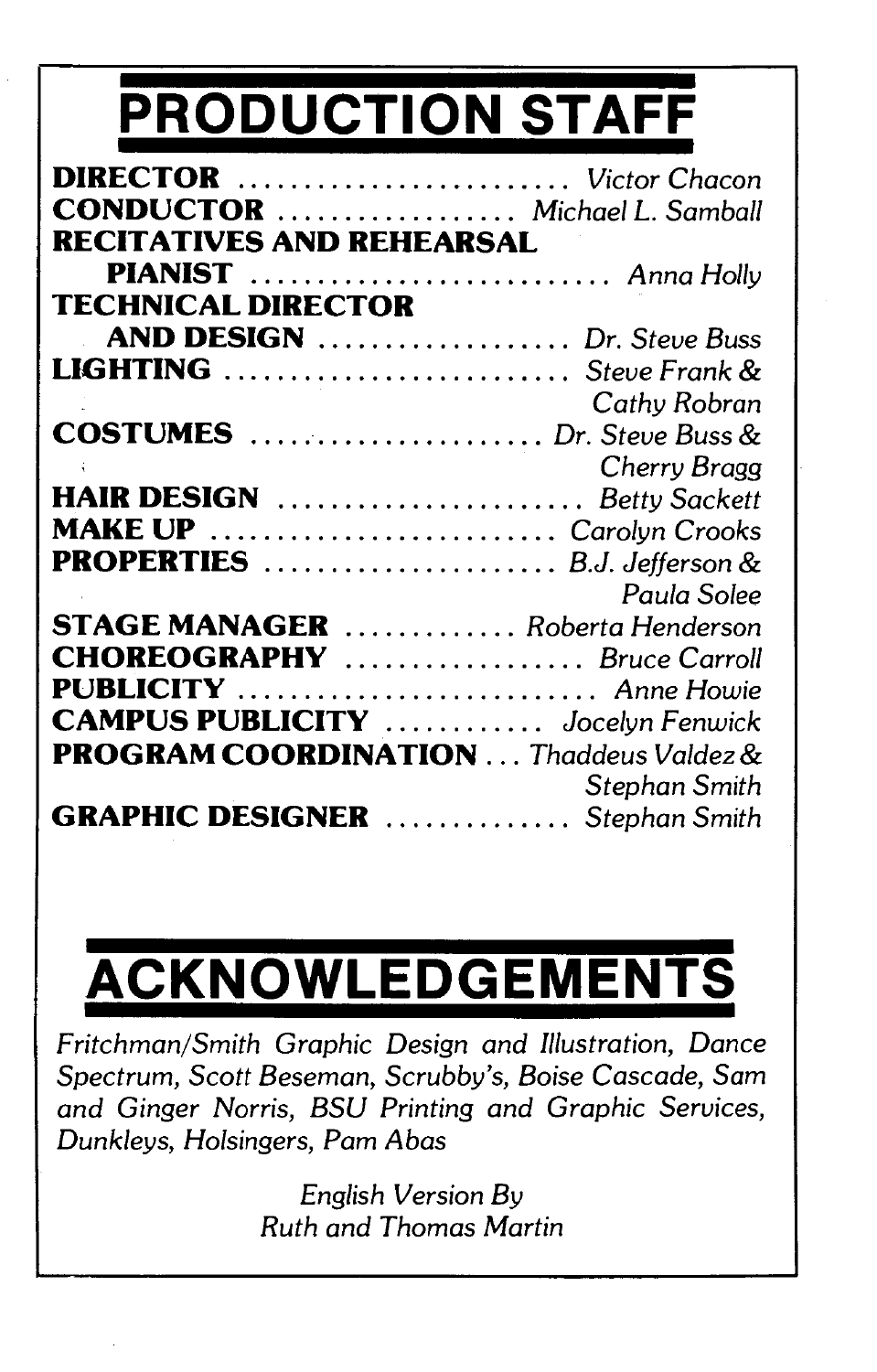# PRODUCTION STAFF

**DIRECTOR** .......................... *Victor Chacon*
**CONDUCTOR** .................. *Michael L. Samball*
**RECITATIVES AND REHEARSAL PIANIST** .......................... *Anna Holly*
**TECHNICAL DIRECTOR AND DESIGN** .................. *Dr. Steve Buss*
**LIGHTING** .......................... *Steve Frank & Cathy Robran*
**COSTUMES** ...................... *Dr. Steve Buss & Cherry Bragg*
**HAIR DESIGN** ....................... *Betty Sackett*
**MAKE UP** .......................... *Carolyn Crooks*
**PROPERTIES** ...................... *B.J. Jefferson & Paula Solee*
**STAGE MANAGER** ............. *Roberta Henderson*
**CHOREOGRAPHY** .................. *Bruce Carroll*
**PUBLICITY** ........................... *Anne Howie*
**CAMPUS PUBLICITY** ............ *Jocelyn Fenwick*
**PROGRAM COORDINATION** ... *Thaddeus Valdez & Stephan Smith*
**GRAPHIC DESIGNER** .............. *Stephan Smith*

# ACKNOWLEDGEMENTS

*Fritchman/Smith Graphic Design and Illustration, Dance Spectrum, Scott Beseman, Scrubby's, Boise Cascade, Sam and Ginger Norris, BSU Printing and Graphic Services, Dunkleys, Holsingers, Pam Abas*

*English Version By*
*Ruth and Thomas Martin*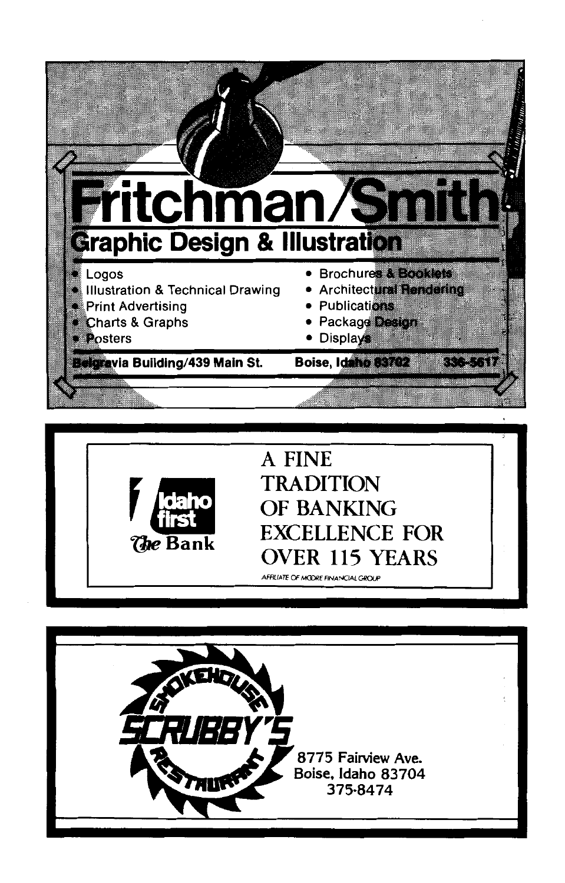# Fritchman/Smith

## Graphic Design & Illustration

- Logos
- Illustration & Technical Drawing
- Print Advertising
- Charts & Graphs
- Posters
- Brochures & Booklets
- Architectural Rendering
- Publications
- Package Design
- Displays

Belgravia Building/439 Main St. Boise, Idaho 83702 336-5617

---

Idaho first
The Bank

A FINE TRADITION OF BANKING EXCELLENCE FOR OVER 115 YEARS

AFFILIATE OF MOORE FINANCIAL GROUP

---

SCRUBBY'S
SMOKEHOUSE RESTAURANT

8775 Fairview Ave.
Boise, Idaho 83704
375-8474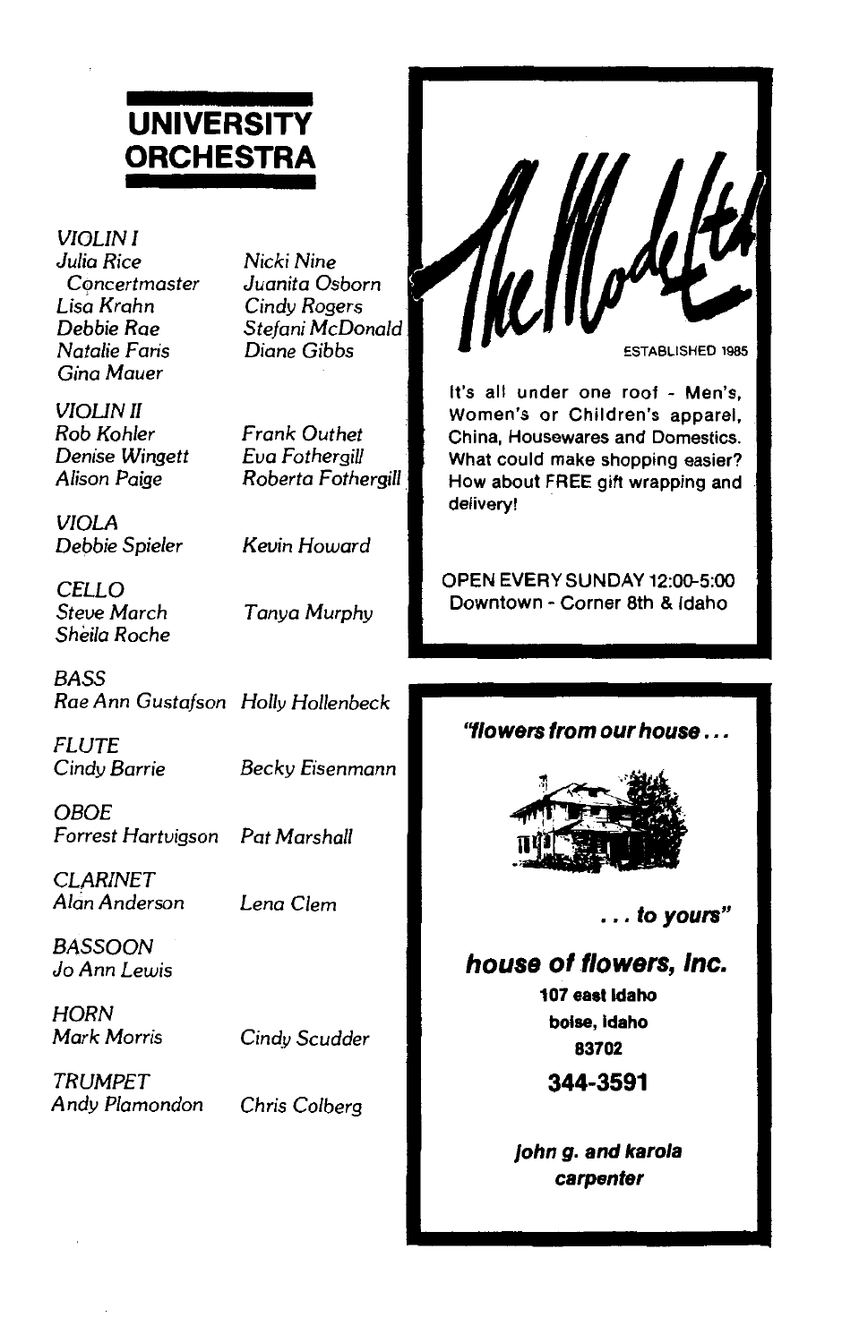## UNIVERSITY ORCHESTRA

*VIOLIN I*
*Julia Rice*
*Concertmaster*
*Lisa Krahn*
*Debbie Rae*
*Natalie Faris*
*Gina Mauer*
*Nicki Nine*
*Juanita Osborn*
*Cindy Rogers*
*Stefani McDonald*
*Diane Gibbs*

*VIOLIN II*
*Rob Kohler*
*Denise Wingett*
*Alison Paige*
*Frank Outhet*
*Eva Fothergill*
*Roberta Fothergill*

*VIOLA*
*Debbie Spieler*
*Kevin Howard*

*CELLO*
*Steve March*
*Sheila Roche*
*Tanya Murphy*

*BASS*
*Rae Ann Gustafson*
*Holly Hollenbeck*

*FLUTE*
*Cindy Barrie*
*Becky Eisenmann*

*OBOE*
*Forrest Hartvigson*
*Pat Marshall*

*CLARINET*
*Alan Anderson*
*Lena Clem*

*BASSOON*
*Jo Ann Lewis*

*HORN*
*Mark Morris*
*Cindy Scudder*

*TRUMPET*
*Andy Plamondon*
*Chris Colberg*

---

The Mode Ltd

ESTABLISHED 1985

It's all under one roof - Men's, Women's or Children's apparel, China, Housewares and Domestics. What could make shopping easier? How about FREE gift wrapping and delivery!

OPEN EVERY SUNDAY 12:00-5:00
Downtown - Corner 8th & Idaho

---

***"flowers from our house . . .***

***. . . to yours"***

***house of flowers, Inc.***

**107 east idaho**
**boise, idaho**
**83702**

**344-3591**

***john g. and karola carpenter***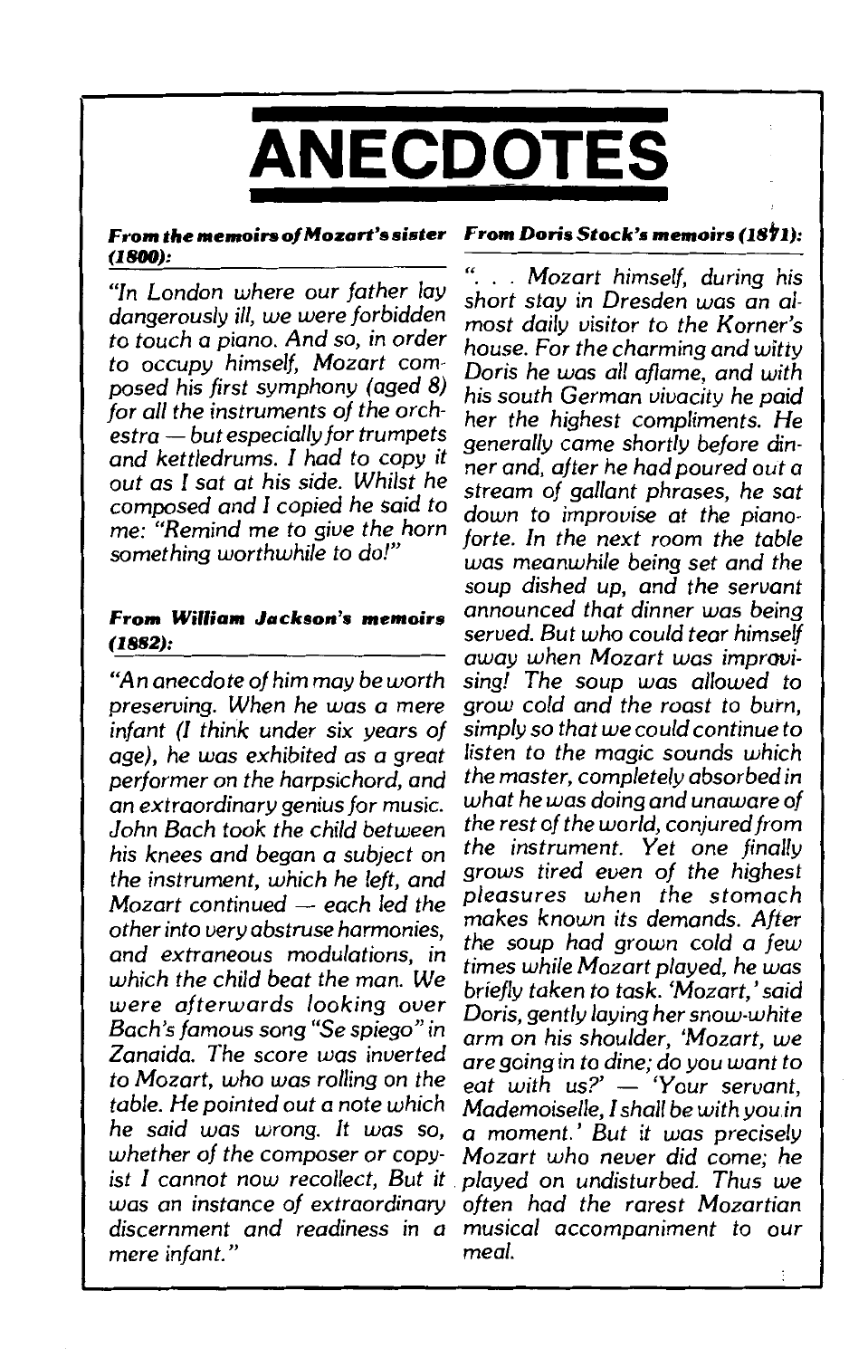# ANECDOTES

### *From the memoirs of Mozart's sister (1800):*

*"In London where our father lay dangerously ill, we were forbidden to touch a piano. And so, in order to occupy himself, Mozart composed his first symphony (aged 8) for all the instruments of the orchestra — but especially for trumpets and kettledrums. I had to copy it out as I sat at his side. Whilst he composed and I copied he said to me: "Remind me to give the horn something worthwhile to do!"*

### *From William Jackson's memoirs (1882):*

*"An anecdote of him may be worth preserving. When he was a mere infant (I think under six years of age), he was exhibited as a great performer on the harpsichord, and an extraordinary genius for music. John Bach took the child between his knees and began a subject on the instrument, which he left, and Mozart continued — each led the other into very abstruse harmonies, and extraneous modulations, in which the child beat the man. We were afterwards looking over Bach's famous song "Se spiego" in Zanaida. The score was inverted to Mozart, who was rolling on the table. He pointed out a note which he said was wrong. It was so, whether of the composer or copyist I cannot now recollect, But it was an instance of extraordinary discernment and readiness in a mere infant."*

### *From Doris Stock's memoirs (1871):*

*". . . Mozart himself, during his short stay in Dresden was an almost daily visitor to the Korner's house. For the charming and witty Doris he was all aflame, and with his south German vivacity he paid her the highest compliments. He generally came shortly before dinner and, after he had poured out a stream of gallant phrases, he sat down to improvise at the pianoforte. In the next room the table was meanwhile being set and the soup dished up, and the servant announced that dinner was being served. But who could tear himself away when Mozart was improvising! The soup was allowed to grow cold and the roast to burn, simply so that we could continue to listen to the magic sounds which the master, completely absorbed in what he was doing and unaware of the rest of the world, conjured from the instrument. Yet one finally grows tired even of the highest pleasures when the stomach makes known its demands. After the soup had grown cold a few times while Mozart played, he was briefly taken to task. 'Mozart,' said Doris, gently laying her snow-white arm on his shoulder, 'Mozart, we are going in to dine; do you want to eat with us?' — 'Your servant, Mademoiselle, I shall be with you in a moment.' But it was precisely Mozart who never did come; he played on undisturbed. Thus we often had the rarest Mozartian musical accompaniment to our meal.*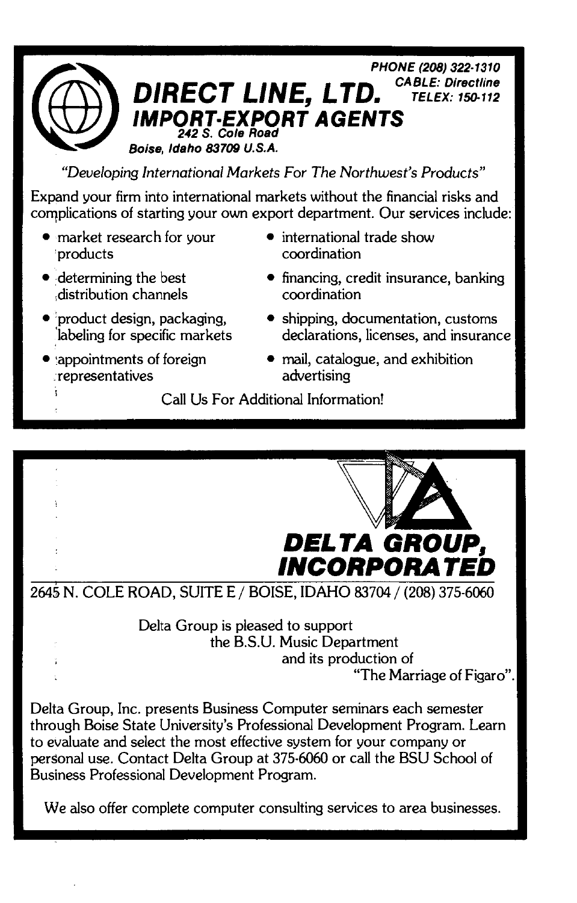PHONE (208) 322-1310
CABLE: Directline
TELEX: 150-112

# DIRECT LINE, LTD.

## IMPORT-EXPORT AGENTS

242 S. Cole Road
Boise, Idaho 83709 U.S.A.

*"Developing International Markets For The Northwest's Products"*

Expand your firm into international markets without the financial risks and complications of starting your own export department. Our services include:

- market research for your products
- determining the best distribution channels
- product design, packaging, labeling for specific markets
- appointments of foreign representatives
- international trade show coordination
- financing, credit insurance, banking coordination
- shipping, documentation, customs declarations, licenses, and insurance
- mail, catalogue, and exhibition advertising

Call Us For Additional Information!

---

# DELTA GROUP, INCORPORATED

2645 N. COLE ROAD, SUITE E / BOISE, IDAHO 83704 / (208) 375-6060

Delta Group is pleased to support the B.S.U. Music Department and its production of "The Marriage of Figaro".

Delta Group, Inc. presents Business Computer seminars each semester through Boise State University's Professional Development Program. Learn to evaluate and select the most effective system for your company or personal use. Contact Delta Group at 375-6060 or call the BSU School of Business Professional Development Program.

We also offer complete computer consulting services to area businesses.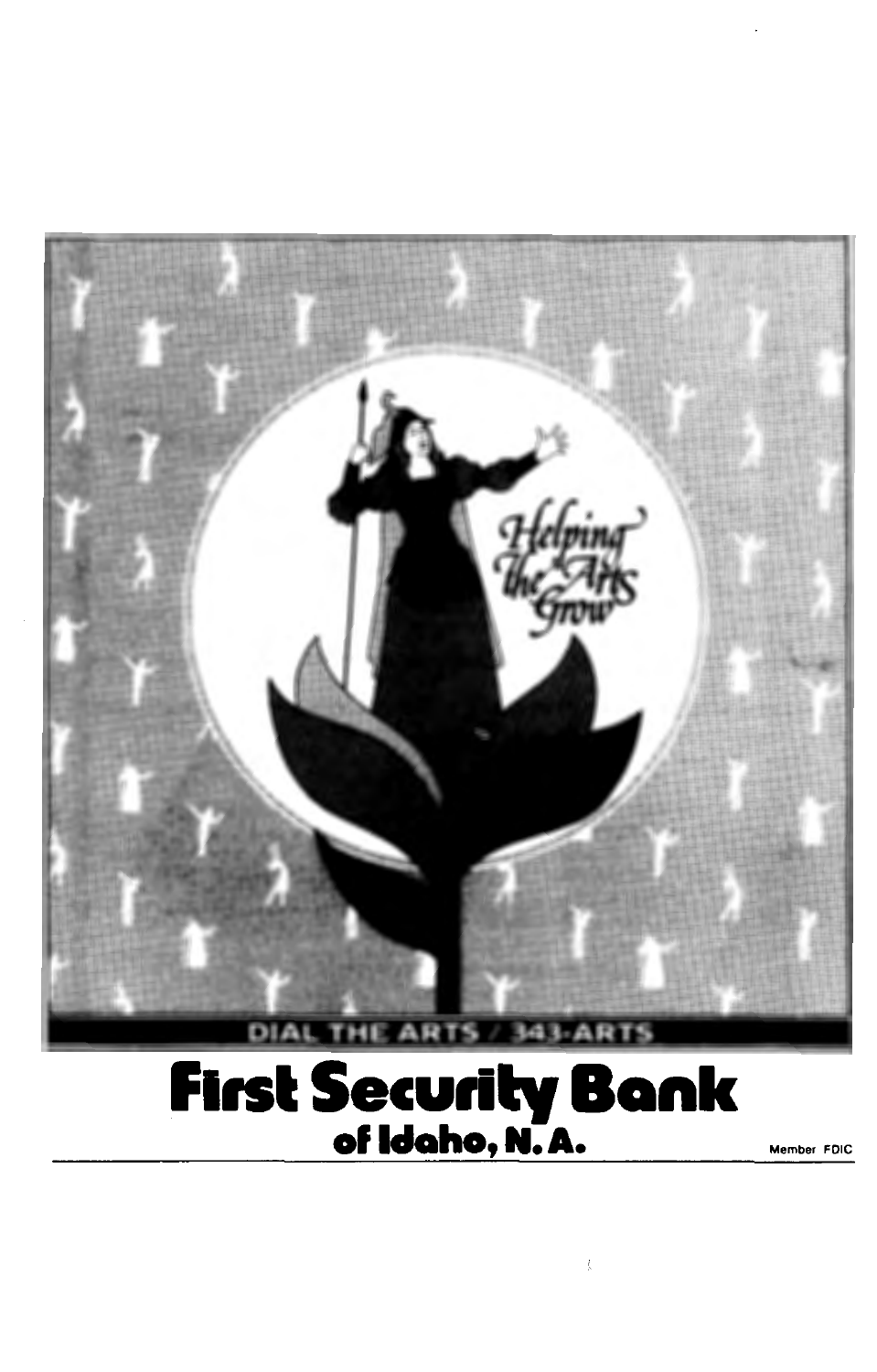*Helping the Arts Grow*

DIAL THE ARTS / 343-ARTS

# First Security Bank

## of Idaho, N.A.

Member FDIC